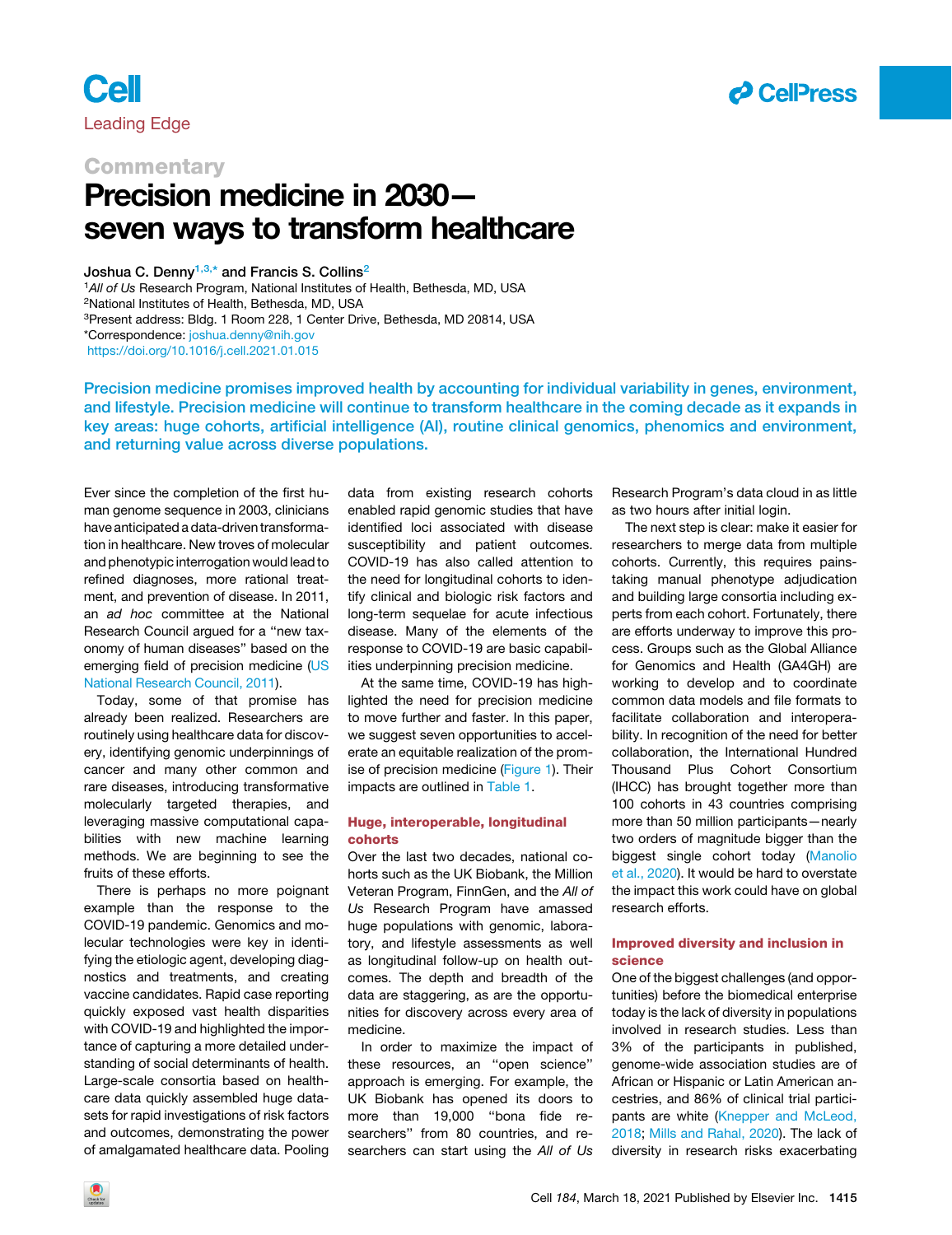Commentary

# Precision medicine in 2030—seven ways to transform healthcare

Joshua C. Denny[1,3,*] and Francis S. Collins[2]

[1]*All of Us* Research Program, National Institutes of Health, Bethesda, MD, USA
[2]National Institutes of Health, Bethesda, MD, USA
[3]Present address: Bldg. 1 Room 228, 1 Center Drive, Bethesda, MD 20814, USA
*Correspondence: joshua.denny@nih.gov
https://doi.org/10.1016/j.cell.2021.01.015

**Precision medicine promises improved health by accounting for individual variability in genes, environment, and lifestyle. Precision medicine will continue to transform healthcare in the coming decade as it expands in key areas: huge cohorts, artificial intelligence (AI), routine clinical genomics, phenomics and environment, and returning value across diverse populations.**

Ever since the completion of the first human genome sequence in 2003, clinicians have anticipated a data-driven transformation in healthcare. New troves of molecular and phenotypic interrogation would lead to refined diagnoses, more rational treatment, and prevention of disease. In 2011, an *ad hoc* committee at the National Research Council argued for a "new taxonomy of human diseases" based on the emerging field of precision medicine (US National Research Council, 2011).

Today, some of that promise has already been realized. Researchers are routinely using healthcare data for discovery, identifying genomic underpinnings of cancer and many other common and rare diseases, introducing transformative molecularly targeted therapies, and leveraging massive computational capabilities with new machine learning methods. We are beginning to see the fruits of these efforts.

There is perhaps no more poignant example than the response to the COVID-19 pandemic. Genomics and molecular technologies were key in identifying the etiologic agent, developing diagnostics and treatments, and creating vaccine candidates. Rapid case reporting quickly exposed vast health disparities with COVID-19 and highlighted the importance of capturing a more detailed understanding of social determinants of health. Large-scale consortia based on healthcare data quickly assembled huge datasets for rapid investigations of risk factors and outcomes, demonstrating the power of amalgamated healthcare data. Pooling data from existing research cohorts enabled rapid genomic studies that have identified loci associated with disease susceptibility and patient outcomes. COVID-19 has also called attention to the need for longitudinal cohorts to identify clinical and biologic risk factors and long-term sequelae for acute infectious disease. Many of the elements of the response to COVID-19 are basic capabilities underpinning precision medicine.

At the same time, COVID-19 has highlighted the need for precision medicine to move further and faster. In this paper, we suggest seven opportunities to accelerate an equitable realization of the promise of precision medicine (Figure 1). Their impacts are outlined in Table 1.

## Huge, interoperable, longitudinal cohorts

Over the last two decades, national cohorts such as the UK Biobank, the Million Veteran Program, FinnGen, and the *All of Us* Research Program have amassed huge populations with genomic, laboratory, and lifestyle assessments as well as longitudinal follow-up on health outcomes. The depth and breadth of the data are staggering, as are the opportunities for discovery across every area of medicine.

In order to maximize the impact of these resources, an "open science" approach is emerging. For example, the UK Biobank has opened its doors to more than 19,000 "bona fide researchers" from 80 countries, and researchers can start using the *All of Us* Research Program's data cloud in as little as two hours after initial login.

The next step is clear: make it easier for researchers to merge data from multiple cohorts. Currently, this requires painstaking manual phenotype adjudication and building large consortia including experts from each cohort. Fortunately, there are efforts underway to improve this process. Groups such as the Global Alliance for Genomics and Health (GA4GH) are working to develop and to coordinate common data models and file formats to facilitate collaboration and interoperability. In recognition of the need for better collaboration, the International Hundred Thousand Plus Cohort Consortium (IHCC) has brought together more than 100 cohorts in 43 countries comprising more than 50 million participants—nearly two orders of magnitude bigger than the biggest single cohort today (Manolio et al., 2020). It would be hard to overstate the impact this work could have on global research efforts.

## Improved diversity and inclusion in science

One of the biggest challenges (and opportunities) before the biomedical enterprise today is the lack of diversity in populations involved in research studies. Less than 3% of the participants in published, genome-wide association studies are of African or Hispanic or Latin American ancestries, and 86% of clinical trial participants are white (Knepper and McLeod, 2018; Mills and Rahal, 2020). The lack of diversity in research risks exacerbating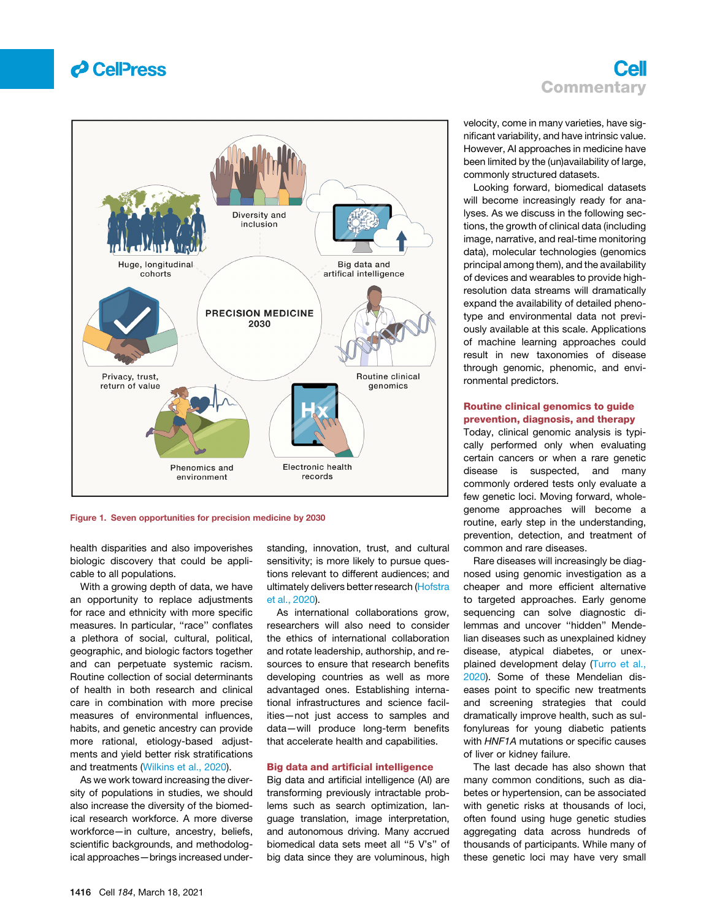Figure 1. Seven opportunities for precision medicine by 2030

health disparities and also impoverishes biologic discovery that could be applicable to all populations.

With a growing depth of data, we have an opportunity to replace adjustments for race and ethnicity with more specific measures. In particular, "race" conflates a plethora of social, cultural, political, geographic, and biologic factors together and can perpetuate systemic racism. Routine collection of social determinants of health in both research and clinical care in combination with more precise measures of environmental influences, habits, and genetic ancestry can provide more rational, etiology-based adjustments and yield better risk stratifications and treatments (Wilkins et al., 2020).

As we work toward increasing the diversity of populations in studies, we should also increase the diversity of the biomedical research workforce. A more diverse workforce—in culture, ancestry, beliefs, scientific backgrounds, and methodological approaches—brings increased understanding, innovation, trust, and cultural sensitivity; is more likely to pursue questions relevant to different audiences; and ultimately delivers better research (Hofstra et al., 2020).

As international collaborations grow, researchers will also need to consider the ethics of international collaboration and rotate leadership, authorship, and resources to ensure that research benefits developing countries as well as more advantaged ones. Establishing international infrastructures and science facilities—not just access to samples and data—will produce long-term benefits that accelerate health and capabilities.

## Big data and artificial intelligence

Big data and artificial intelligence (AI) are transforming previously intractable problems such as search optimization, language translation, image interpretation, and autonomous driving. Many accrued biomedical data sets meet all "5 V's" of big data since they are voluminous, high velocity, come in many varieties, have significant variability, and have intrinsic value. However, AI approaches in medicine have been limited by the (un)availability of large, commonly structured datasets.

Looking forward, biomedical datasets will become increasingly ready for analyses. As we discuss in the following sections, the growth of clinical data (including image, narrative, and real-time monitoring data), molecular technologies (genomics principal among them), and the availability of devices and wearables to provide high-resolution data streams will dramatically expand the availability of detailed phenotype and environmental data not previously available at this scale. Applications of machine learning approaches could result in new taxonomies of disease through genomic, phenomic, and environmental predictors.

## Routine clinical genomics to guide prevention, diagnosis, and therapy

Today, clinical genomic analysis is typically performed only when evaluating certain cancers or when a rare genetic disease is suspected, and many commonly ordered tests only evaluate a few genetic loci. Moving forward, whole-genome approaches will become a routine, early step in the understanding, prevention, detection, and treatment of common and rare diseases.

Rare diseases will increasingly be diagnosed using genomic investigation as a cheaper and more efficient alternative to targeted approaches. Early genome sequencing can solve diagnostic dilemmas and uncover "hidden" Mendelian diseases such as unexplained kidney disease, atypical diabetes, or unexplained development delay (Turro et al., 2020). Some of these Mendelian diseases point to specific new treatments and screening strategies that could dramatically improve health, such as sulfonylureas for young diabetic patients with *HNF1A* mutations or specific causes of liver or kidney failure.

The last decade has also shown that many common conditions, such as diabetes or hypertension, can be associated with genetic risks at thousands of loci, often found using huge genetic studies aggregating data across hundreds of thousands of participants. While many of these genetic loci may have very small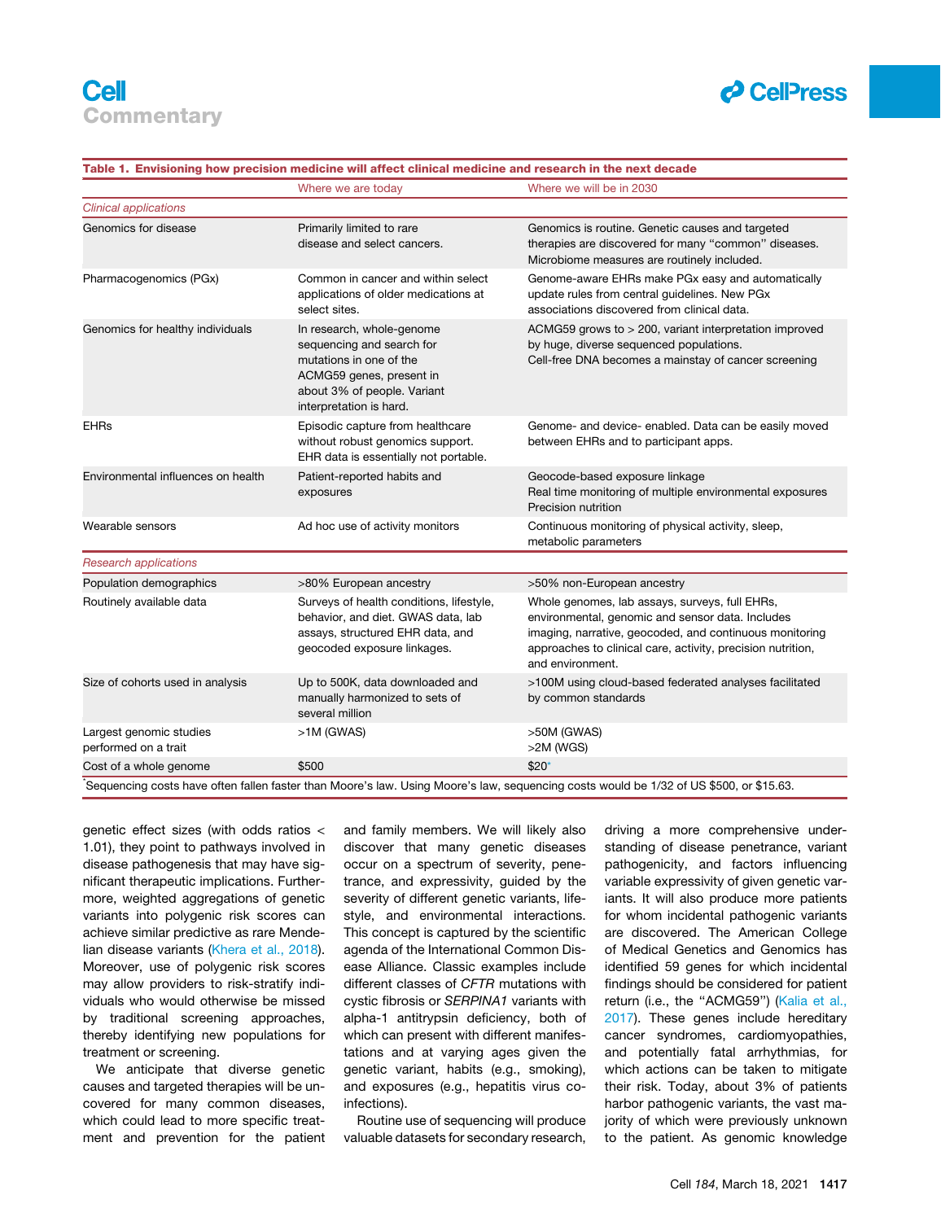**Table 1. Envisioning how precision medicine will affect clinical medicine and research in the next decade**

| | Where we are today | Where we will be in 2030 |
|---|---|---|
| *Clinical applications* | | |
| Genomics for disease | Primarily limited to rare disease and select cancers. | Genomics is routine. Genetic causes and targeted therapies are discovered for many "common" diseases. Microbiome measures are routinely included. |
| Pharmacogenomics (PGx) | Common in cancer and within select applications of older medications at select sites. | Genome-aware EHRs make PGx easy and automatically update rules from central guidelines. New PGx associations discovered from clinical data. |
| Genomics for healthy individuals | In research, whole-genome sequencing and search for mutations in one of the ACMG59 genes, present in about 3% of people. Variant interpretation is hard. | ACMG59 grows to > 200, variant interpretation improved by huge, diverse sequenced populations. Cell-free DNA becomes a mainstay of cancer screening |
| EHRs | Episodic capture from healthcare without robust genomics support. EHR data is essentially not portable. | Genome- and device- enabled. Data can be easily moved between EHRs and to participant apps. |
| Environmental influences on health | Patient-reported habits and exposures | Geocode-based exposure linkage<br>Real time monitoring of multiple environmental exposures<br>Precision nutrition |
| Wearable sensors | Ad hoc use of activity monitors | Continuous monitoring of physical activity, sleep, metabolic parameters |
| *Research applications* | | |
| Population demographics | >80% European ancestry | >50% non-European ancestry |
| Routinely available data | Surveys of health conditions, lifestyle, behavior, and diet. GWAS data, lab assays, structured EHR data, and geocoded exposure linkages. | Whole genomes, lab assays, surveys, full EHRs, environmental, genomic and sensor data. Includes imaging, narrative, geocoded, and continuous monitoring approaches to clinical care, activity, precision nutrition, and environment. |
| Size of cohorts used in analysis | Up to 500K, data downloaded and manually harmonized to sets of several million | >100M using cloud-based federated analyses facilitated by common standards |
| Largest genomic studies performed on a trait | >1M (GWAS) | >50M (GWAS)<br>>2M (WGS) |
| Cost of a whole genome | $500 | $20* |

*Sequencing costs have often fallen faster than Moore's law. Using Moore's law, sequencing costs would be 1/32 of US $500, or $15.63.

genetic effect sizes (with odds ratios < 1.01), they point to pathways involved in disease pathogenesis that may have significant therapeutic implications. Furthermore, weighted aggregations of genetic variants into polygenic risk scores can achieve similar predictive as rare Mendelian disease variants (Khera et al., 2018). Moreover, use of polygenic risk scores may allow providers to risk-stratify individuals who would otherwise be missed by traditional screening approaches, thereby identifying new populations for treatment or screening.

We anticipate that diverse genetic causes and targeted therapies will be uncovered for many common diseases, which could lead to more specific treatment and prevention for the patient and family members. We will likely also discover that many genetic diseases occur on a spectrum of severity, penetrance, and expressivity, guided by the severity of different genetic variants, lifestyle, and environmental interactions. This concept is captured by the scientific agenda of the International Common Disease Alliance. Classic examples include different classes of *CFTR* mutations with cystic fibrosis or *SERPINA1* variants with alpha-1 antitrypsin deficiency, both of which can present with different manifestations and at varying ages given the genetic variant, habits (e.g., smoking), and exposures (e.g., hepatitis virus co-infections).

Routine use of sequencing will produce valuable datasets for secondary research, driving a more comprehensive understanding of disease penetrance, variant pathogenicity, and factors influencing variable expressivity of given genetic variants. It will also produce more patients for whom incidental pathogenic variants are discovered. The American College of Medical Genetics and Genomics has identified 59 genes for which incidental findings should be considered for patient return (i.e., the "ACMG59") (Kalia et al., 2017). These genes include hereditary cancer syndromes, cardiomyopathies, and potentially fatal arrhythmias, for which actions can be taken to mitigate their risk. Today, about 3% of patients harbor pathogenic variants, the vast majority of which were previously unknown to the patient. As genomic knowledge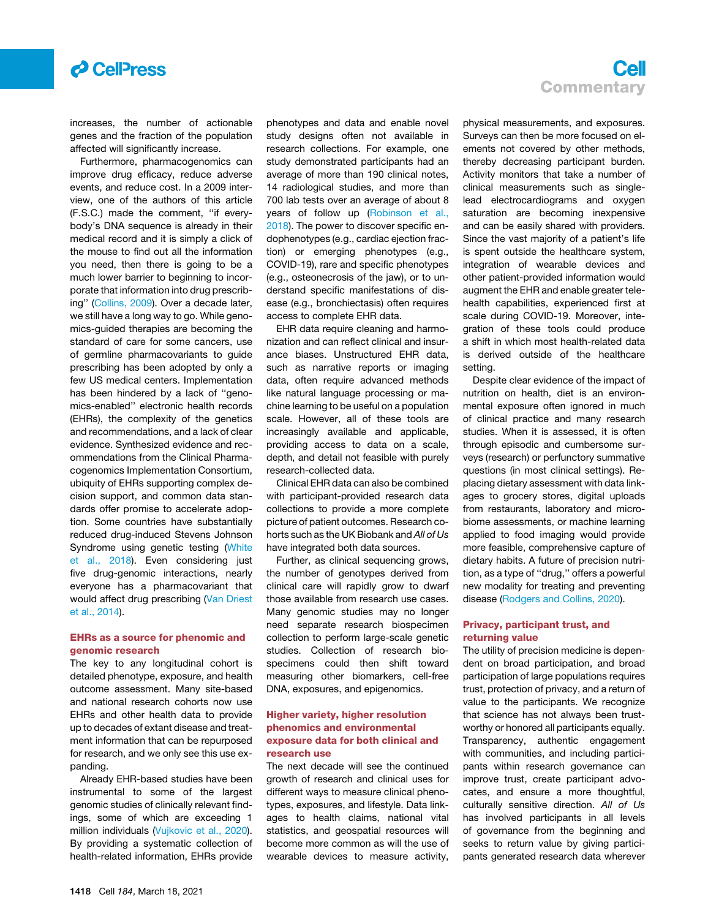increases, the number of actionable genes and the fraction of the population affected will significantly increase.

Furthermore, pharmacogenomics can improve drug efficacy, reduce adverse events, and reduce cost. In a 2009 interview, one of the authors of this article (F.S.C.) made the comment, "if everybody's DNA sequence is already in their medical record and it is simply a click of the mouse to find out all the information you need, then there is going to be a much lower barrier to beginning to incorporate that information into drug prescribing" (Collins, 2009). Over a decade later, we still have a long way to go. While genomics-guided therapies are becoming the standard of care for some cancers, use of germline pharmacovariants to guide prescribing has been adopted by only a few US medical centers. Implementation has been hindered by a lack of "genomics-enabled" electronic health records (EHRs), the complexity of the genetics and recommendations, and a lack of clear evidence. Synthesized evidence and recommendations from the Clinical Pharmacogenomics Implementation Consortium, ubiquity of EHRs supporting complex decision support, and common data standards offer promise to accelerate adoption. Some countries have substantially reduced drug-induced Stevens Johnson Syndrome using genetic testing (White et al., 2018). Even considering just five drug-genomic interactions, nearly everyone has a pharmacovariant that would affect drug prescribing (Van Driest et al., 2014).

## EHRs as a source for phenomic and genomic research

The key to any longitudinal cohort is detailed phenotype, exposure, and health outcome assessment. Many site-based and national research cohorts now use EHRs and other health data to provide up to decades of extant disease and treatment information that can be repurposed for research, and we only see this use expanding.

Already EHR-based studies have been instrumental to some of the largest genomic studies of clinically relevant findings, some of which are exceeding 1 million individuals (Vujkovic et al., 2020). By providing a systematic collection of health-related information, EHRs provide phenotypes and data and enable novel study designs often not available in research collections. For example, one study demonstrated participants had an average of more than 190 clinical notes, 14 radiological studies, and more than 700 lab tests over an average of about 8 years of follow up (Robinson et al., 2018). The power to discover specific endophenotypes (e.g., cardiac ejection fraction) or emerging phenotypes (e.g., COVID-19), rare and specific phenotypes (e.g., osteonecrosis of the jaw), or to understand specific manifestations of disease (e.g., bronchiectasis) often requires access to complete EHR data.

EHR data require cleaning and harmonization and can reflect clinical and insurance biases. Unstructured EHR data, such as narrative reports or imaging data, often require advanced methods like natural language processing or machine learning to be useful on a population scale. However, all of these tools are increasingly available and applicable, providing access to data on a scale, depth, and detail not feasible with purely research-collected data.

Clinical EHR data can also be combined with participant-provided research data collections to provide a more complete picture of patient outcomes. Research cohorts such as the UK Biobank and *All of Us* have integrated both data sources.

Further, as clinical sequencing grows, the number of genotypes derived from clinical care will rapidly grow to dwarf those available from research use cases. Many genomic studies may no longer need separate research biospecimen collection to perform large-scale genetic studies. Collection of research biospecimens could then shift toward measuring other biomarkers, cell-free DNA, exposures, and epigenomics.

## Higher variety, higher resolution phenomics and environmental exposure data for both clinical and research use

The next decade will see the continued growth of research and clinical uses for different ways to measure clinical phenotypes, exposures, and lifestyle. Data linkages to health claims, national vital statistics, and geospatial resources will become more common as will the use of wearable devices to measure activity, physical measurements, and exposures. Surveys can then be more focused on elements not covered by other methods, thereby decreasing participant burden. Activity monitors that take a number of clinical measurements such as single-lead electrocardiograms and oxygen saturation are becoming inexpensive and can be easily shared with providers. Since the vast majority of a patient's life is spent outside the healthcare system, integration of wearable devices and other patient-provided information would augment the EHR and enable greater telehealth capabilities, experienced first at scale during COVID-19. Moreover, integration of these tools could produce a shift in which most health-related data is derived outside of the healthcare setting.

Despite clear evidence of the impact of nutrition on health, diet is an environmental exposure often ignored in much of clinical practice and many research studies. When it is assessed, it is often through episodic and cumbersome surveys (research) or perfunctory summative questions (in most clinical settings). Replacing dietary assessment with data linkages to grocery stores, digital uploads from restaurants, laboratory and microbiome assessments, or machine learning applied to food imaging would provide more feasible, comprehensive capture of dietary habits. A future of precision nutrition, as a type of "drug," offers a powerful new modality for treating and preventing disease (Rodgers and Collins, 2020).

## Privacy, participant trust, and returning value

The utility of precision medicine is dependent on broad participation, and broad participation of large populations requires trust, protection of privacy, and a return of value to the participants. We recognize that science has not always been trustworthy or honored all participants equally. Transparency, authentic engagement with communities, and including participants within research governance can improve trust, create participant advocates, and ensure a more thoughtful, culturally sensitive direction. *All of Us* has involved participants in all levels of governance from the beginning and seeks to return value by giving participants generated research data wherever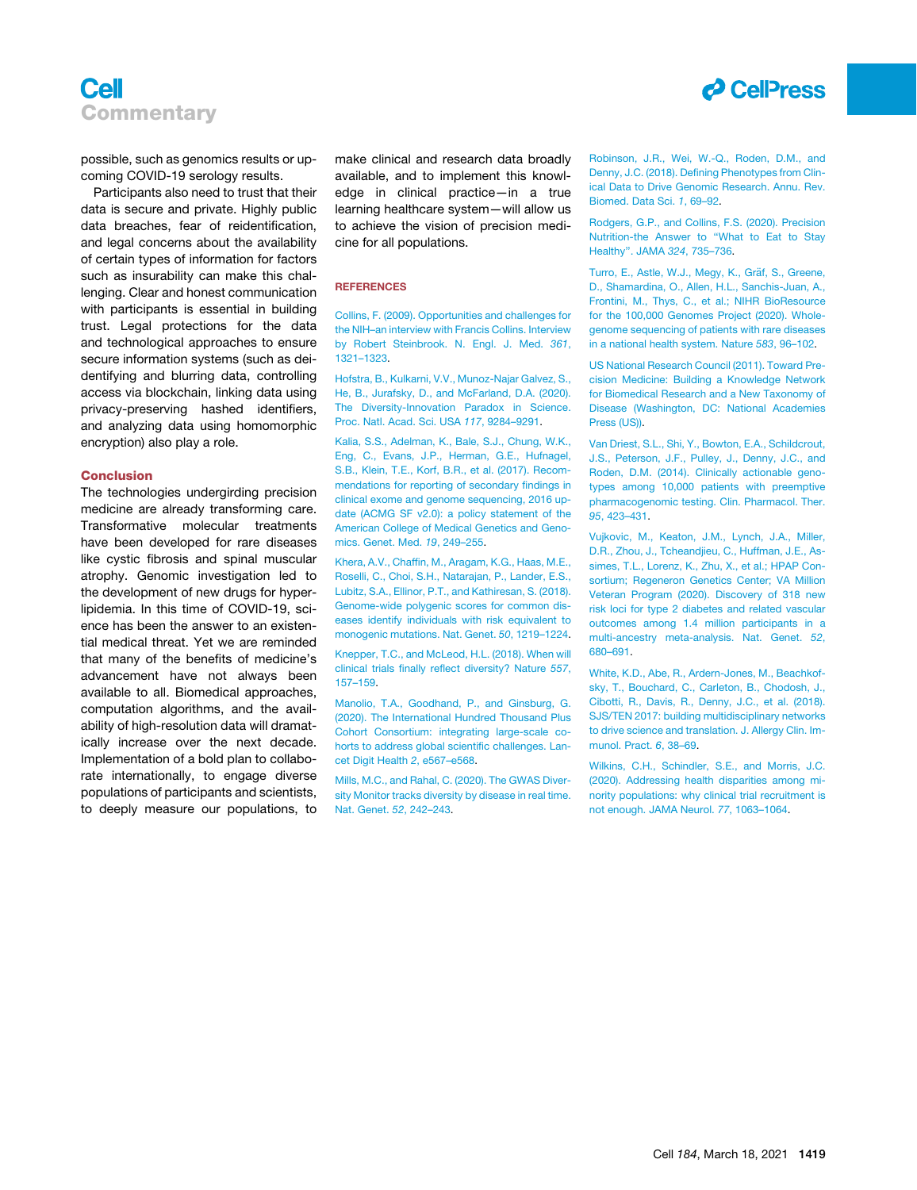possible, such as genomics results or upcoming COVID-19 serology results.

Participants also need to trust that their data is secure and private. Highly public data breaches, fear of reidentification, and legal concerns about the availability of certain types of information for factors such as insurability can make this challenging. Clear and honest communication with participants is essential in building trust. Legal protections for the data and technological approaches to ensure secure information systems (such as deidentifying and blurring data, controlling access via blockchain, linking data using privacy-preserving hashed identifiers, and analyzing data using homomorphic encryption) also play a role.

## Conclusion

The technologies undergirding precision medicine are already transforming care. Transformative molecular treatments have been developed for rare diseases like cystic fibrosis and spinal muscular atrophy. Genomic investigation led to the development of new drugs for hyperlipidemia. In this time of COVID-19, science has been the answer to an existential medical threat. Yet we are reminded that many of the benefits of medicine's advancement have not always been available to all. Biomedical approaches, computation algorithms, and the availability of high-resolution data will dramatically increase over the next decade. Implementation of a bold plan to collaborate internationally, to engage diverse populations of participants and scientists, to deeply measure our populations, to make clinical and research data broadly available, and to implement this knowledge in clinical practice—in a true learning healthcare system—will allow us to achieve the vision of precision medicine for all populations.

## REFERENCES

Collins, F. (2009). Opportunities and challenges for the NIH–an interview with Francis Collins. Interview by Robert Steinbrook. N. Engl. J. Med. *361*, 1321–1323.

Hofstra, B., Kulkarni, V.V., Munoz-Najar Galvez, S., He, B., Jurafsky, D., and McFarland, D.A. (2020). The Diversity-Innovation Paradox in Science. Proc. Natl. Acad. Sci. USA *117*, 9284–9291.

Kalia, S.S., Adelman, K., Bale, S.J., Chung, W.K., Eng, C., Evans, J.P., Herman, G.E., Hufnagel, S.B., Klein, T.E., Korf, B.R., et al. (2017). Recommendations for reporting of secondary findings in clinical exome and genome sequencing, 2016 update (ACMG SF v2.0): a policy statement of the American College of Medical Genetics and Genomics. Genet. Med. *19*, 249–255.

Khera, A.V., Chaffin, M., Aragam, K.G., Haas, M.E., Roselli, C., Choi, S.H., Natarajan, P., Lander, E.S., Lubitz, S.A., Ellinor, P.T., and Kathiresan, S. (2018). Genome-wide polygenic scores for common diseases identify individuals with risk equivalent to monogenic mutations. Nat. Genet. *50*, 1219–1224.

Knepper, T.C., and McLeod, H.L. (2018). When will clinical trials finally reflect diversity? Nature *557*, 157–159.

Manolio, T.A., Goodhand, P., and Ginsburg, G. (2020). The International Hundred Thousand Plus Cohort Consortium: integrating large-scale cohorts to address global scientific challenges. Lancet Digit Health *2*, e567–e568.

Mills, M.C., and Rahal, C. (2020). The GWAS Diversity Monitor tracks diversity by disease in real time. Nat. Genet. *52*, 242–243.

Robinson, J.R., Wei, W.-Q., Roden, D.M., and Denny, J.C. (2018). Defining Phenotypes from Clinical Data to Drive Genomic Research. Annu. Rev. Biomed. Data Sci. *1*, 69–92.

Rodgers, G.P., and Collins, F.S. (2020). Precision Nutrition-the Answer to "What to Eat to Stay Healthy". JAMA *324*, 735–736.

Turro, E., Astle, W.J., Megy, K., Gräf, S., Greene, D., Shamardina, O., Allen, H.L., Sanchis-Juan, A., Frontini, M., Thys, C., et al.; NIHR BioResource for the 100,000 Genomes Project (2020). Whole-genome sequencing of patients with rare diseases in a national health system. Nature *583*, 96–102.

US National Research Council (2011). Toward Precision Medicine: Building a Knowledge Network for Biomedical Research and a New Taxonomy of Disease (Washington, DC: National Academies Press (US)).

Van Driest, S.L., Shi, Y., Bowton, E.A., Schildcrout, J.S., Peterson, J.F., Pulley, J., Denny, J.C., and Roden, D.M. (2014). Clinically actionable genotypes among 10,000 patients with preemptive pharmacogenomic testing. Clin. Pharmacol. Ther. *95*, 423–431.

Vujkovic, M., Keaton, J.M., Lynch, J.A., Miller, D.R., Zhou, J., Tcheandjieu, C., Huffman, J.E., Assimes, T.L., Lorenz, K., Zhu, X., et al.; HPAP Consortium; Regeneron Genetics Center; VA Million Veteran Program (2020). Discovery of 318 new risk loci for type 2 diabetes and related vascular outcomes among 1.4 million participants in a multi-ancestry meta-analysis. Nat. Genet. *52*, 680–691.

White, K.D., Abe, R., Ardern-Jones, M., Beachkofsky, T., Bouchard, C., Carleton, B., Chodosh, J., Cibotti, R., Davis, R., Denny, J.C., et al. (2018). SJS/TEN 2017: building multidisciplinary networks to drive science and translation. J. Allergy Clin. Immunol. Pract. *6*, 38–69.

Wilkins, C.H., Schindler, S.E., and Morris, J.C. (2020). Addressing health disparities among minority populations: why clinical trial recruitment is not enough. JAMA Neurol. *77*, 1063–1064.